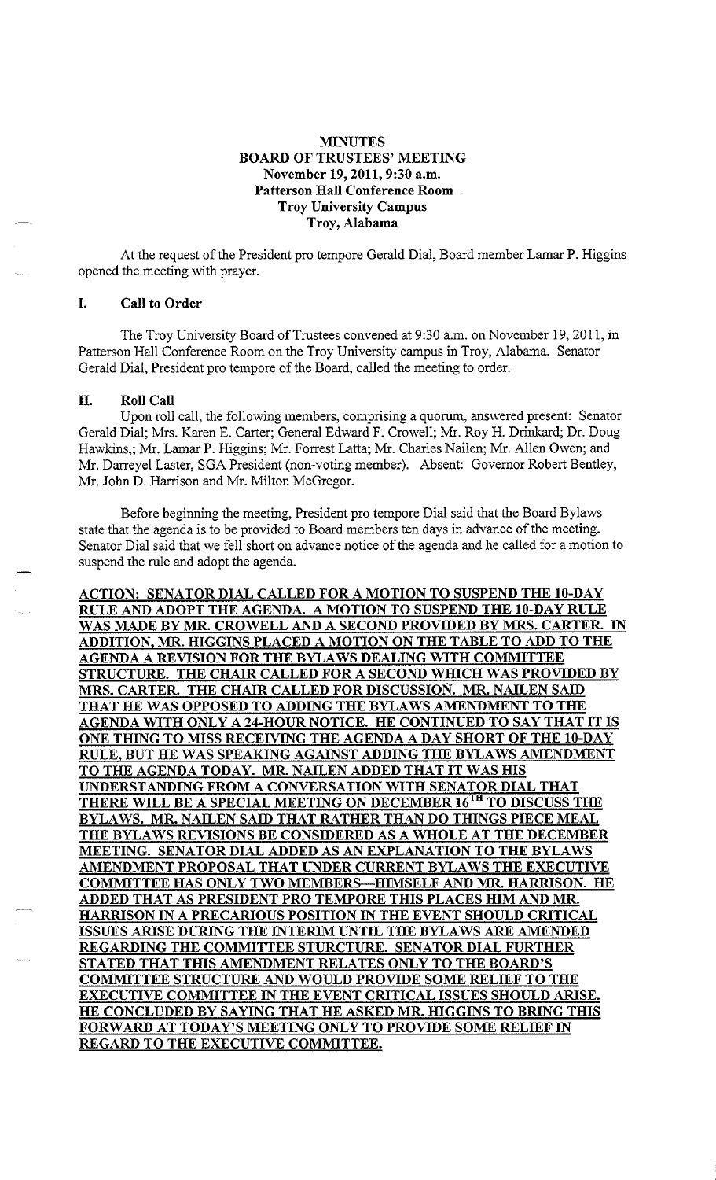# MINUTES
## BOARD OF TRUSTEES' MEETING
### November 19, 2011, 9:30 a.m.
### Patterson Hall Conference Room
### Troy University Campus
### Troy, Alabama

At the request of the President pro tempore Gerald Dial, Board member Lamar P. Higgins opened the meeting with prayer.

## I. Call to Order

The Troy University Board of Trustees convened at 9:30 a.m. on November 19, 2011, in Patterson Hall Conference Room on the Troy University campus in Troy, Alabama. Senator Gerald Dial, President pro tempore of the Board, called the meeting to order.

## II. Roll Call

Upon roll call, the following members, comprising a quorum, answered present: Senator Gerald Dial; Mrs. Karen E. Carter; General Edward F. Crowell; Mr. Roy H. Drinkard; Dr. Doug Hawkins,; Mr. Lamar P. Higgins; Mr. Forrest Latta; Mr. Charles Nailen; Mr. Allen Owen; and Mr. Darreyel Laster, SGA President (non-voting member). Absent: Governor Robert Bentley, Mr. John D. Harrison and Mr. Milton McGregor.

Before beginning the meeting, President pro tempore Dial said that the Board Bylaws state that the agenda is to be provided to Board members ten days in advance of the meeting. Senator Dial said that we fell short on advance notice of the agenda and he called for a motion to suspend the rule and adopt the agenda.

**ACTION: SENATOR DIAL CALLED FOR A MOTION TO SUSPEND THE 10-DAY RULE AND ADOPT THE AGENDA. A MOTION TO SUSPEND THE 10-DAY RULE WAS MADE BY MR. CROWELL AND A SECOND PROVIDED BY MRS. CARTER. IN ADDITION, MR. HIGGINS PLACED A MOTION ON THE TABLE TO ADD TO THE AGENDA A REVISION FOR THE BYLAWS DEALING WITH COMMITTEE STRUCTURE. THE CHAIR CALLED FOR A SECOND WHICH WAS PROVIDED BY MRS. CARTER. THE CHAIR CALLED FOR DISCUSSION. MR. NAILEN SAID THAT HE WAS OPPOSED TO ADDING THE BYLAWS AMENDMENT TO THE AGENDA WITH ONLY A 24-HOUR NOTICE. HE CONTINUED TO SAY THAT IT IS ONE THING TO MISS RECEIVING THE AGENDA A DAY SHORT OF THE 10-DAY RULE, BUT HE WAS SPEAKING AGAINST ADDING THE BYLAWS AMENDMENT TO THE AGENDA TODAY. MR. NAILEN ADDED THAT IT WAS HIS UNDERSTANDING FROM A CONVERSATION WITH SENATOR DIAL THAT THERE WILL BE A SPECIAL MEETING ON DECEMBER 16TH TO DISCUSS THE BYLAWS. MR. NAILEN SAID THAT RATHER THAN DO THINGS PIECE MEAL THE BYLAWS REVISIONS BE CONSIDERED AS A WHOLE AT THE DECEMBER MEETING. SENATOR DIAL ADDED AS AN EXPLANATION TO THE BYLAWS AMENDMENT PROPOSAL THAT UNDER CURRENT BYLAWS THE EXECUTIVE COMMITTEE HAS ONLY TWO MEMBERS—HIMSELF AND MR. HARRISON. HE ADDED THAT AS PRESIDENT PRO TEMPORE THIS PLACES HIM AND MR. HARRISON IN A PRECARIOUS POSITION IN THE EVENT SHOULD CRITICAL ISSUES ARISE DURING THE INTERIM UNTIL THE BYLAWS ARE AMENDED REGARDING THE COMMITTEE STURCTURE. SENATOR DIAL FURTHER STATED THAT THIS AMENDMENT RELATES ONLY TO THE BOARD'S COMMITTEE STRUCTURE AND WOULD PROVIDE SOME RELIEF TO THE EXECUTIVE COMMITTEE IN THE EVENT CRITICAL ISSUES SHOULD ARISE. HE CONCLUDED BY SAYING THAT HE ASKED MR. HIGGINS TO BRING THIS FORWARD AT TODAY'S MEETING ONLY TO PROVIDE SOME RELIEF IN REGARD TO THE EXECUTIVE COMMITTEE.**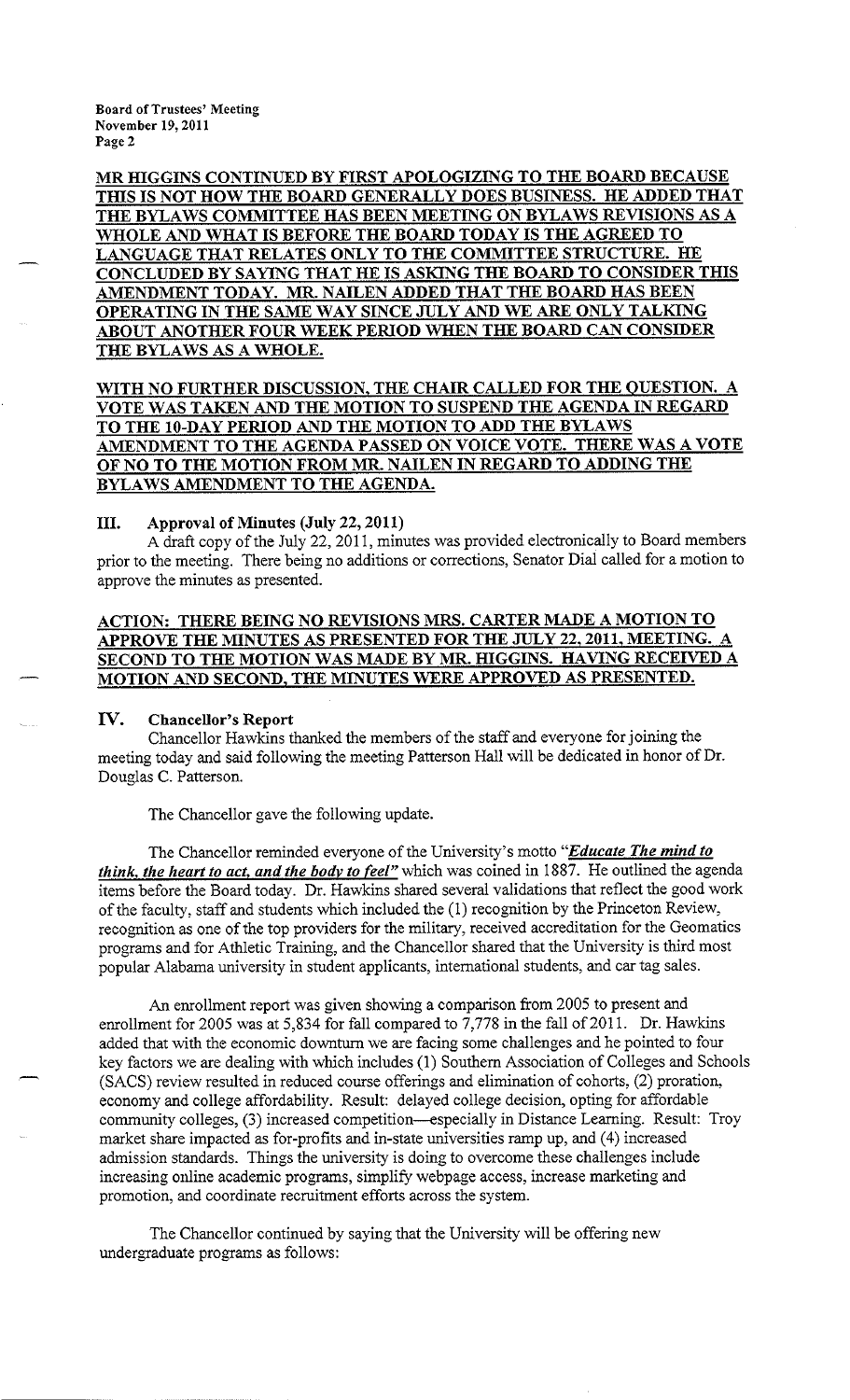**MR HIGGINS CONTINUED BY FIRST APOLOGIZING TO THE BOARD BECAUSE THIS IS NOT HOW THE BOARD GENERALLY DOES BUSINESS. HE ADDED THAT THE BYLAWS COMMITTEE HAS BEEN MEETING ON BYLAWS REVISIONS AS A WHOLE AND WHAT IS BEFORE THE BOARD TODAY IS THE AGREED TO LANGUAGE THAT RELATES ONLY TO THE COMMITTEE STRUCTURE. HE CONCLUDED BY SAYING THAT HE IS ASKING THE BOARD TO CONSIDER THIS AMENDMENT TODAY. MR. NAILEN ADDED THAT THE BOARD HAS BEEN OPERATING IN THE SAME WAY SINCE JULY AND WE ARE ONLY TALKING ABOUT ANOTHER FOUR WEEK PERIOD WHEN THE BOARD CAN CONSIDER THE BYLAWS AS A WHOLE.**

**WITH NO FURTHER DISCUSSION, THE CHAIR CALLED FOR THE QUESTION. A VOTE WAS TAKEN AND THE MOTION TO SUSPEND THE AGENDA IN REGARD TO THE 10-DAY PERIOD AND THE MOTION TO ADD THE BYLAWS AMENDMENT TO THE AGENDA PASSED ON VOICE VOTE. THERE WAS A VOTE OF NO TO THE MOTION FROM MR. NAILEN IN REGARD TO ADDING THE BYLAWS AMENDMENT TO THE AGENDA.**

### III. Approval of Minutes (July 22, 2011)

A draft copy of the July 22, 2011, minutes was provided electronically to Board members prior to the meeting. There being no additions or corrections, Senator Dial called for a motion to approve the minutes as presented.

**ACTION: THERE BEING NO REVISIONS MRS. CARTER MADE A MOTION TO APPROVE THE MINUTES AS PRESENTED FOR THE JULY 22, 2011, MEETING. A SECOND TO THE MOTION WAS MADE BY MR. HIGGINS. HAVING RECEIVED A MOTION AND SECOND, THE MINUTES WERE APPROVED AS PRESENTED.**

### IV. Chancellor's Report

Chancellor Hawkins thanked the members of the staff and everyone for joining the meeting today and said following the meeting Patterson Hall will be dedicated in honor of Dr. Douglas C. Patterson.

The Chancellor gave the following update.

The Chancellor reminded everyone of the University's motto "***Educate The mind to think, the heart to act, and the body to feel***" which was coined in 1887. He outlined the agenda items before the Board today. Dr. Hawkins shared several validations that reflect the good work of the faculty, staff and students which included the (1) recognition by the Princeton Review, recognition as one of the top providers for the military, received accreditation for the Geomatics programs and for Athletic Training, and the Chancellor shared that the University is third most popular Alabama university in student applicants, international students, and car tag sales.

An enrollment report was given showing a comparison from 2005 to present and enrollment for 2005 was at 5,834 for fall compared to 7,778 in the fall of 2011. Dr. Hawkins added that with the economic downturn we are facing some challenges and he pointed to four key factors we are dealing with which includes (1) Southern Association of Colleges and Schools (SACS) review resulted in reduced course offerings and elimination of cohorts, (2) proration, economy and college affordability. Result: delayed college decision, opting for affordable community colleges, (3) increased competition—especially in Distance Learning. Result: Troy market share impacted as for-profits and in-state universities ramp up, and (4) increased admission standards. Things the university is doing to overcome these challenges include increasing online academic programs, simplify webpage access, increase marketing and promotion, and coordinate recruitment efforts across the system.

The Chancellor continued by saying that the University will be offering new undergraduate programs as follows: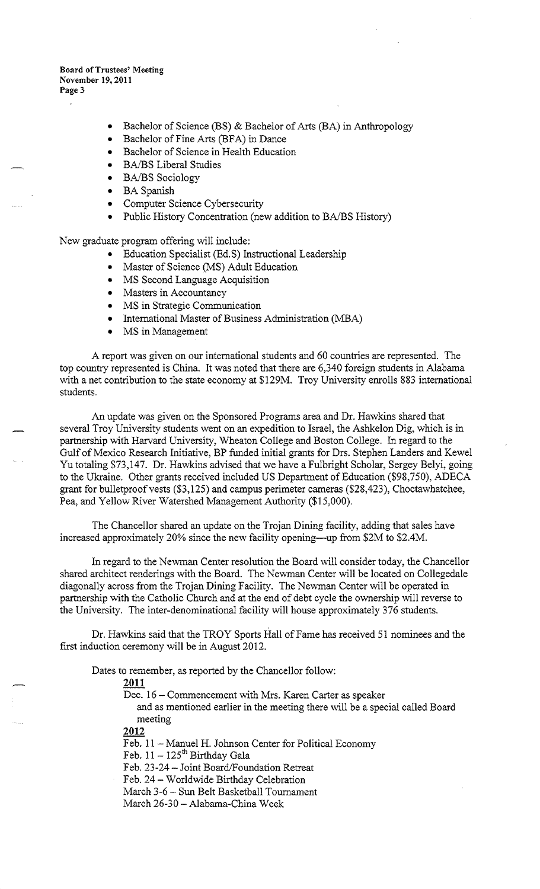- Bachelor of Science (BS) & Bachelor of Arts (BA) in Anthropology
- Bachelor of Fine Arts (BFA) in Dance
- Bachelor of Science in Health Education
- BA/BS Liberal Studies
- BA/BS Sociology
- BA Spanish
- Computer Science Cybersecurity
- Public History Concentration (new addition to BA/BS History)

New graduate program offering will include:

- Education Specialist (Ed.S) Instructional Leadership
- Master of Science (MS) Adult Education
- MS Second Language Acquisition
- Masters in Accountancy
- MS in Strategic Communication
- International Master of Business Administration (MBA)
- MS in Management

A report was given on our international students and 60 countries are represented. The top country represented is China. It was noted that there are 6,340 foreign students in Alabama with a net contribution to the state economy at $129M. Troy University enrolls 883 international students.

An update was given on the Sponsored Programs area and Dr. Hawkins shared that several Troy University students went on an expedition to Israel, the Ashkelon Dig, which is in partnership with Harvard University, Wheaton College and Boston College. In regard to the Gulf of Mexico Research Initiative, BP funded initial grants for Drs. Stephen Landers and Kewel Yu totaling $73,147. Dr. Hawkins advised that we have a Fulbright Scholar, Sergey Belyi, going to the Ukraine. Other grants received included US Department of Education ($98,750), ADECA grant for bulletproof vests ($3,125) and campus perimeter cameras ($28,423), Choctawhatchee, Pea, and Yellow River Watershed Management Authority ($15,000).

The Chancellor shared an update on the Trojan Dining facility, adding that sales have increased approximately 20% since the new facility opening—up from $2M to $2.4M.

In regard to the Newman Center resolution the Board will consider today, the Chancellor shared architect renderings with the Board. The Newman Center will be located on Collegedale diagonally across from the Trojan Dining Facility. The Newman Center will be operated in partnership with the Catholic Church and at the end of debt cycle the ownership will reverse to the University. The inter-denominational facility will house approximately 376 students.

Dr. Hawkins said that the TROY Sports Hall of Fame has received 51 nominees and the first induction ceremony will be in August 2012.

Dates to remember, as reported by the Chancellor follow:

**2011**

Dec. 16 – Commencement with Mrs. Karen Carter as speaker
and as mentioned earlier in the meeting there will be a special called Board meeting

**2012**

Feb. 11 – Manuel H. Johnson Center for Political Economy
Feb. 11 – 125th Birthday Gala
Feb. 23-24 – Joint Board/Foundation Retreat
Feb. 24 – Worldwide Birthday Celebration
March 3-6 – Sun Belt Basketball Tournament
March 26-30 – Alabama-China Week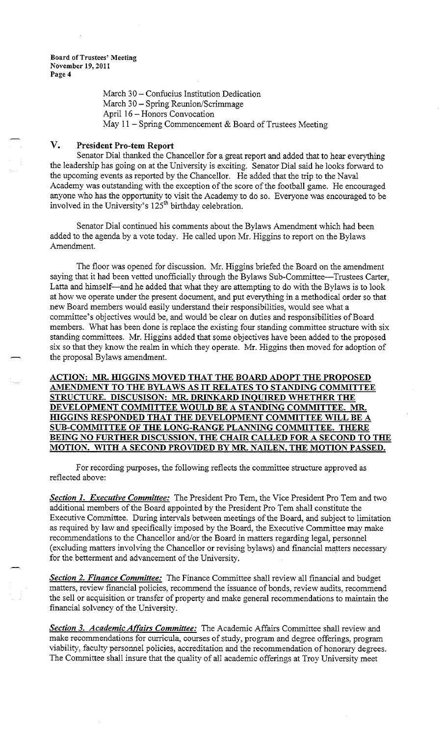March 30 – Confucius Institution Dedication
March 30 – Spring Reunion/Scrimmage
April 16 – Honors Convocation
May 11 – Spring Commencement & Board of Trustees Meeting

## V. President Pro-tem Report

Senator Dial thanked the Chancellor for a great report and added that to hear everything the leadership has going on at the University is exciting. Senator Dial said he looks forward to the upcoming events as reported by the Chancellor. He added that the trip to the Naval Academy was outstanding with the exception of the score of the football game. He encouraged anyone who has the opportunity to visit the Academy to do so. Everyone was encouraged to be involved in the University's 125th birthday celebration.

Senator Dial continued his comments about the Bylaws Amendment which had been added to the agenda by a vote today. He called upon Mr. Higgins to report on the Bylaws Amendment.

The floor was opened for discussion. Mr. Higgins briefed the Board on the amendment saying that it had been vetted unofficially through the Bylaws Sub-Committee—Trustees Carter, Latta and himself—and he added that what they are attempting to do with the Bylaws is to look at how we operate under the present document, and put everything in a methodical order so that new Board members would easily understand their responsibilities, would see what a committee's objectives would be, and would be clear on duties and responsibilities of Board members. What has been done is replace the existing four standing committee structure with six standing committees. Mr. Higgins added that some objectives have been added to the proposed six so that they know the realm in which they operate. Mr. Higgins then moved for adoption of the proposal Bylaws amendment.

**ACTION: MR. HIGGINS MOVED THAT THE BOARD ADOPT THE PROPOSED AMENDMENT TO THE BYLAWS AS IT RELATES TO STANDING COMMITTEE STRUCTURE. DISCUSISON: MR. DRINKARD INQUIRED WHETHER THE DEVELOPMENT COMMITTEE WOULD BE A STANDING COMMITTEE. MR. HIGGINS RESPONDED THAT THE DEVELOPMENT COMMITTEE WILL BE A SUB-COMMITTEE OF THE LONG-RANGE PLANNING COMMITTEE. THERE BEING NO FURTHER DISCUSSION, THE CHAIR CALLED FOR A SECOND TO THE MOTION. WITH A SECOND PROVIDED BY MR. NAILEN, THE MOTION PASSED.**

For recording purposes, the following reflects the committee structure approved as reflected above:

***Section 1. Executive Committee:*** The President Pro Tem, the Vice President Pro Tem and two additional members of the Board appointed by the President Pro Tem shall constitute the Executive Committee. During intervals between meetings of the Board, and subject to limitation as required by law and specifically imposed by the Board, the Executive Committee may make recommendations to the Chancellor and/or the Board in matters regarding legal, personnel (excluding matters involving the Chancellor or revising bylaws) and financial matters necessary for the betterment and advancement of the University.

***Section 2. Finance Committee:*** The Finance Committee shall review all financial and budget matters, review financial policies, recommend the issuance of bonds, review audits, recommend the sell or acquisition or transfer of property and make general recommendations to maintain the financial solvency of the University.

***Section 3. Academic Affairs Committee:*** The Academic Affairs Committee shall review and make recommendations for curricula, courses of study, program and degree offerings, program viability, faculty personnel policies, accreditation and the recommendation of honorary degrees. The Committee shall insure that the quality of all academic offerings at Troy University meet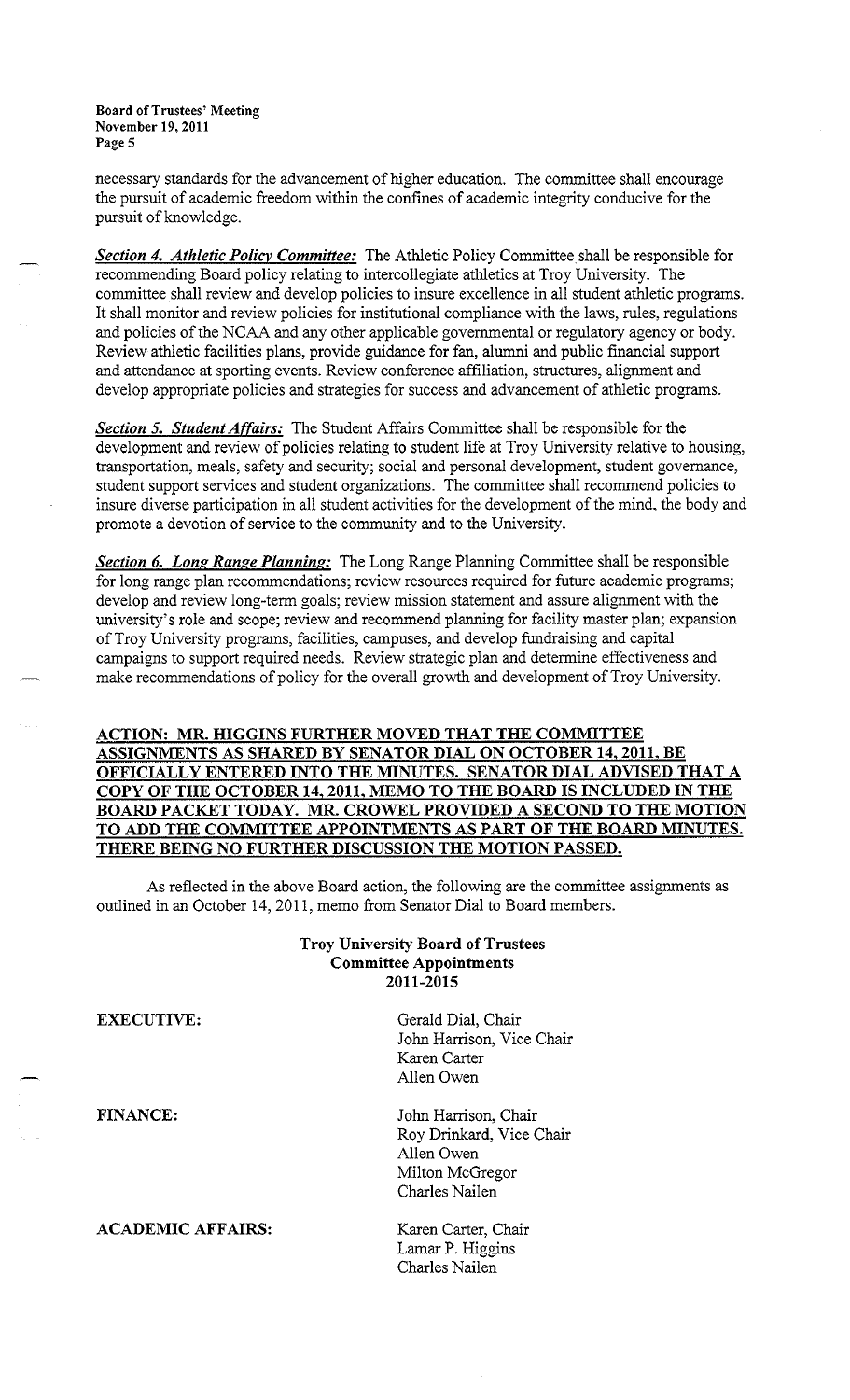necessary standards for the advancement of higher education. The committee shall encourage the pursuit of academic freedom within the confines of academic integrity conducive for the pursuit of knowledge.

***Section 4. Athletic Policy Committee:*** The Athletic Policy Committee shall be responsible for recommending Board policy relating to intercollegiate athletics at Troy University. The committee shall review and develop policies to insure excellence in all student athletic programs. It shall monitor and review policies for institutional compliance with the laws, rules, regulations and policies of the NCAA and any other applicable governmental or regulatory agency or body. Review athletic facilities plans, provide guidance for fan, alumni and public financial support and attendance at sporting events. Review conference affiliation, structures, alignment and develop appropriate policies and strategies for success and advancement of athletic programs.

***Section 5. Student Affairs:*** The Student Affairs Committee shall be responsible for the development and review of policies relating to student life at Troy University relative to housing, transportation, meals, safety and security; social and personal development, student governance, student support services and student organizations. The committee shall recommend policies to insure diverse participation in all student activities for the development of the mind, the body and promote a devotion of service to the community and to the University.

***Section 6. Long Range Planning:*** The Long Range Planning Committee shall be responsible for long range plan recommendations; review resources required for future academic programs; develop and review long-term goals; review mission statement and assure alignment with the university's role and scope; review and recommend planning for facility master plan; expansion of Troy University programs, facilities, campuses, and develop fundraising and capital campaigns to support required needs. Review strategic plan and determine effectiveness and make recommendations of policy for the overall growth and development of Troy University.

**ACTION: MR. HIGGINS FURTHER MOVED THAT THE COMMITTEE ASSIGNMENTS AS SHARED BY SENATOR DIAL ON OCTOBER 14, 2011, BE OFFICIALLY ENTERED INTO THE MINUTES. SENATOR DIAL ADVISED THAT A COPY OF THE OCTOBER 14, 2011, MEMO TO THE BOARD IS INCLUDED IN THE BOARD PACKET TODAY. MR. CROWEL PROVIDED A SECOND TO THE MOTION TO ADD THE COMMITTEE APPOINTMENTS AS PART OF THE BOARD MINUTES. THERE BEING NO FURTHER DISCUSSION THE MOTION PASSED.**

As reflected in the above Board action, the following are the committee assignments as outlined in an October 14, 2011, memo from Senator Dial to Board members.

**Troy University Board of Trustees**
**Committee Appointments**
**2011-2015**

**EXECUTIVE:**
- Gerald Dial, Chair
- John Harrison, Vice Chair
- Karen Carter
- Allen Owen

**FINANCE:**
- John Harrison, Chair
- Roy Drinkard, Vice Chair
- Allen Owen
- Milton McGregor
- Charles Nailen

**ACADEMIC AFFAIRS:**
- Karen Carter, Chair
- Lamar P. Higgins
- Charles Nailen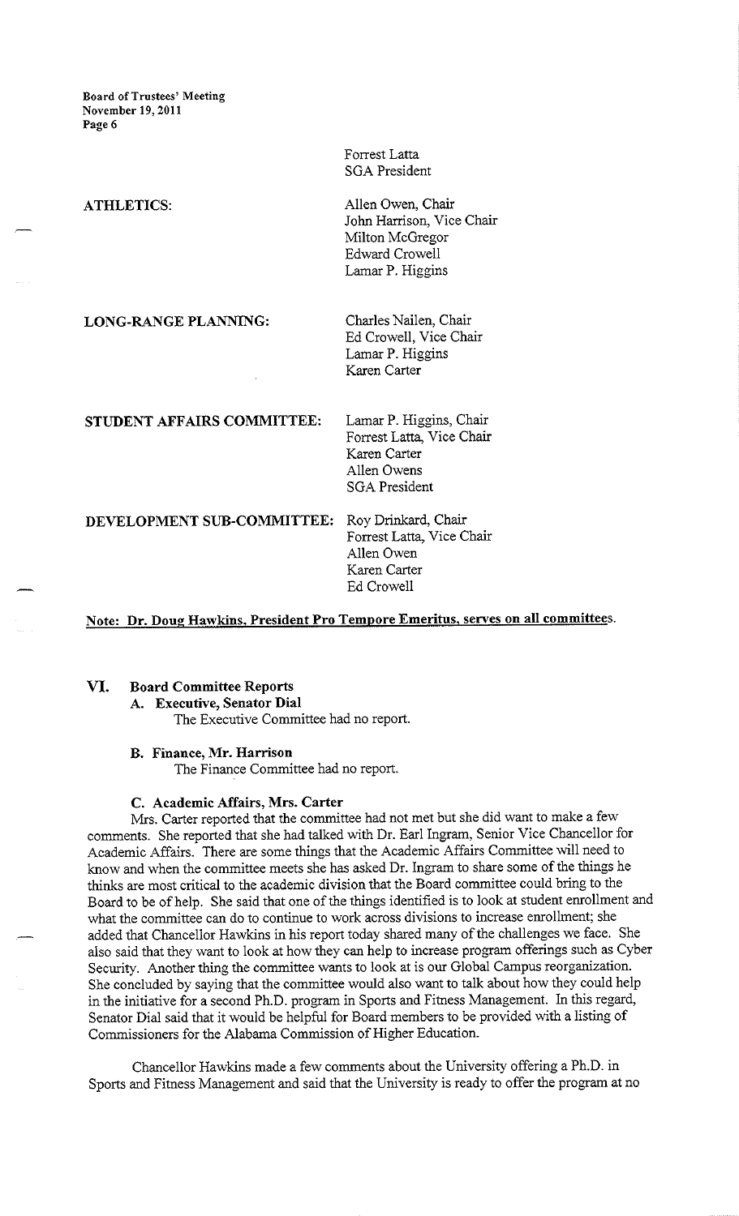| | |
|---|---|
| | Forrest Latta<br>SGA President |
| **ATHLETICS:** | Allen Owen, Chair<br>John Harrison, Vice Chair<br>Milton McGregor<br>Edward Crowell<br>Lamar P. Higgins |
| **LONG-RANGE PLANNING:** | Charles Nailen, Chair<br>Ed Crowell, Vice Chair<br>Lamar P. Higgins<br>Karen Carter |
| **STUDENT AFFAIRS COMMITTEE:** | Lamar P. Higgins, Chair<br>Forrest Latta, Vice Chair<br>Karen Carter<br>Allen Owens<br>SGA President |
| **DEVELOPMENT SUB-COMMITTEE:** | Roy Drinkard, Chair<br>Forrest Latta, Vice Chair<br>Allen Owen<br>Karen Carter<br>Ed Crowell |

**Note: Dr. Doug Hawkins, President Pro Tempore Emeritus, serves on all committees.**

## VI. Board Committee Reports

### A. Executive, Senator Dial

The Executive Committee had no report.

### B. Finance, Mr. Harrison

The Finance Committee had no report.

### C. Academic Affairs, Mrs. Carter

Mrs. Carter reported that the committee had not met but she did want to make a few comments. She reported that she had talked with Dr. Earl Ingram, Senior Vice Chancellor for Academic Affairs. There are some things that the Academic Affairs Committee will need to know and when the committee meets she has asked Dr. Ingram to share some of the things he thinks are most critical to the academic division that the Board committee could bring to the Board to be of help. She said that one of the things identified is to look at student enrollment and what the committee can do to continue to work across divisions to increase enrollment; she added that Chancellor Hawkins in his report today shared many of the challenges we face. She also said that they want to look at how they can help to increase program offerings such as Cyber Security. Another thing the committee wants to look at is our Global Campus reorganization. She concluded by saying that the committee would also want to talk about how they could help in the initiative for a second Ph.D. program in Sports and Fitness Management. In this regard, Senator Dial said that it would be helpful for Board members to be provided with a listing of Commissioners for the Alabama Commission of Higher Education.

Chancellor Hawkins made a few comments about the University offering a Ph.D. in Sports and Fitness Management and said that the University is ready to offer the program at no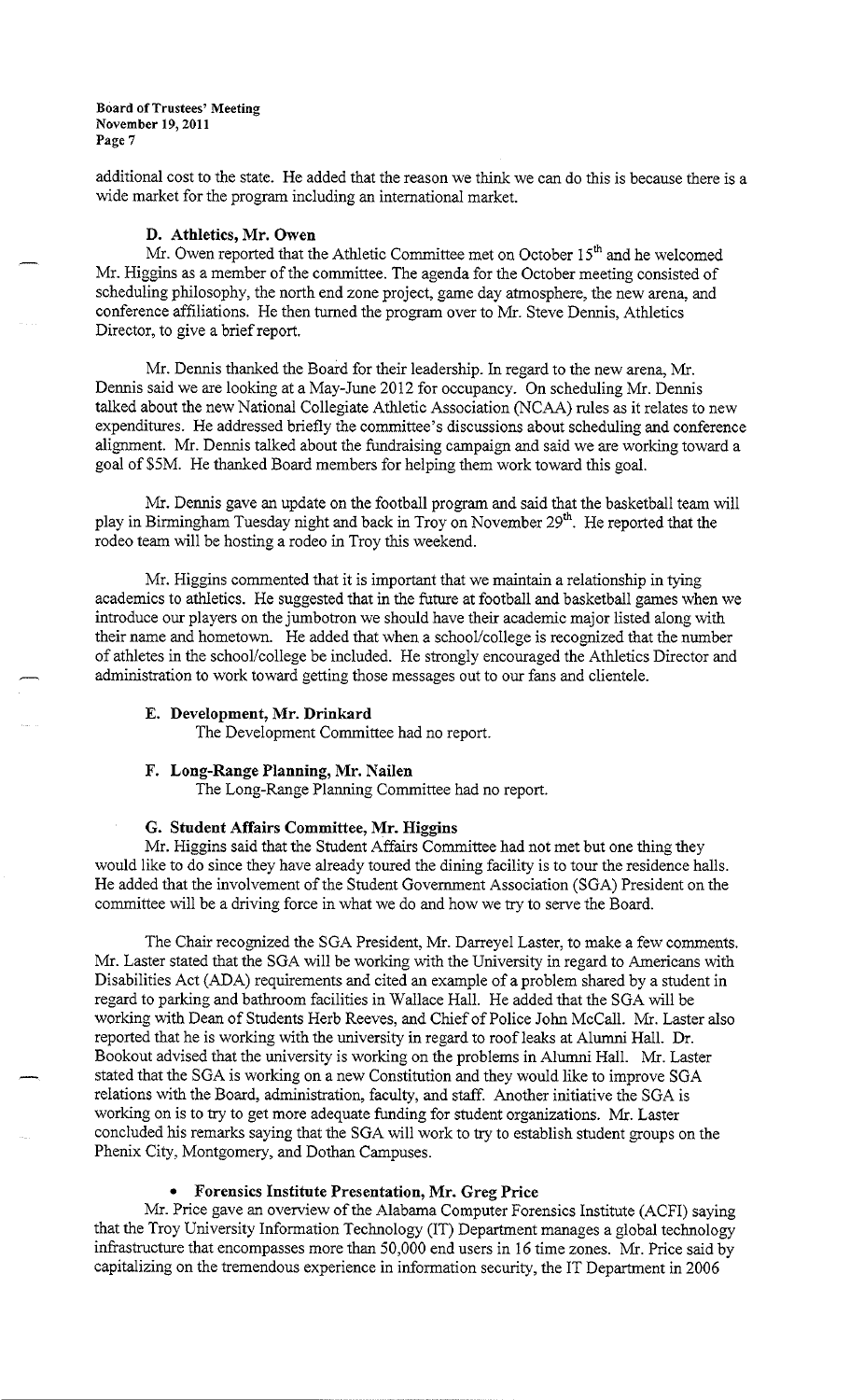additional cost to the state. He added that the reason we think we can do this is because there is a wide market for the program including an international market.

**D. Athletics, Mr. Owen**

Mr. Owen reported that the Athletic Committee met on October 15th and he welcomed Mr. Higgins as a member of the committee. The agenda for the October meeting consisted of scheduling philosophy, the north end zone project, game day atmosphere, the new arena, and conference affiliations. He then turned the program over to Mr. Steve Dennis, Athletics Director, to give a brief report.

Mr. Dennis thanked the Board for their leadership. In regard to the new arena, Mr. Dennis said we are looking at a May-June 2012 for occupancy. On scheduling Mr. Dennis talked about the new National Collegiate Athletic Association (NCAA) rules as it relates to new expenditures. He addressed briefly the committee's discussions about scheduling and conference alignment. Mr. Dennis talked about the fundraising campaign and said we are working toward a goal of $5M. He thanked Board members for helping them work toward this goal.

Mr. Dennis gave an update on the football program and said that the basketball team will play in Birmingham Tuesday night and back in Troy on November 29th. He reported that the rodeo team will be hosting a rodeo in Troy this weekend.

Mr. Higgins commented that it is important that we maintain a relationship in tying academics to athletics. He suggested that in the future at football and basketball games when we introduce our players on the jumbotron we should have their academic major listed along with their name and hometown. He added that when a school/college is recognized that the number of athletes in the school/college be included. He strongly encouraged the Athletics Director and administration to work toward getting those messages out to our fans and clientele.

**E. Development, Mr. Drinkard**

The Development Committee had no report.

**F. Long-Range Planning, Mr. Nailen**

The Long-Range Planning Committee had no report.

**G. Student Affairs Committee, Mr. Higgins**

Mr. Higgins said that the Student Affairs Committee had not met but one thing they would like to do since they have already toured the dining facility is to tour the residence halls. He added that the involvement of the Student Government Association (SGA) President on the committee will be a driving force in what we do and how we try to serve the Board.

The Chair recognized the SGA President, Mr. Darreyel Laster, to make a few comments. Mr. Laster stated that the SGA will be working with the University in regard to Americans with Disabilities Act (ADA) requirements and cited an example of a problem shared by a student in regard to parking and bathroom facilities in Wallace Hall. He added that the SGA will be working with Dean of Students Herb Reeves, and Chief of Police John McCall. Mr. Laster also reported that he is working with the university in regard to roof leaks at Alumni Hall. Dr. Bookout advised that the university is working on the problems in Alumni Hall. Mr. Laster stated that the SGA is working on a new Constitution and they would like to improve SGA relations with the Board, administration, faculty, and staff. Another initiative the SGA is working on is to try to get more adequate funding for student organizations. Mr. Laster concluded his remarks saying that the SGA will work to try to establish student groups on the Phenix City, Montgomery, and Dothan Campuses.

- **Forensics Institute Presentation, Mr. Greg Price**

Mr. Price gave an overview of the Alabama Computer Forensics Institute (ACFI) saying that the Troy University Information Technology (IT) Department manages a global technology infrastructure that encompasses more than 50,000 end users in 16 time zones. Mr. Price said by capitalizing on the tremendous experience in information security, the IT Department in 2006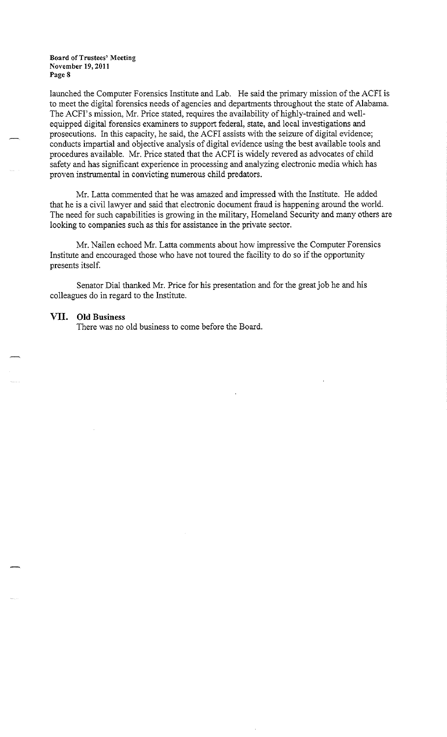launched the Computer Forensics Institute and Lab. He said the primary mission of the ACFI is to meet the digital forensics needs of agencies and departments throughout the state of Alabama. The ACFI's mission, Mr. Price stated, requires the availability of highly-trained and well-equipped digital forensics examiners to support federal, state, and local investigations and prosecutions. In this capacity, he said, the ACFI assists with the seizure of digital evidence; conducts impartial and objective analysis of digital evidence using the best available tools and procedures available. Mr. Price stated that the ACFI is widely revered as advocates of child safety and has significant experience in processing and analyzing electronic media which has proven instrumental in convicting numerous child predators.

Mr. Latta commented that he was amazed and impressed with the Institute. He added that he is a civil lawyer and said that electronic document fraud is happening around the world. The need for such capabilities is growing in the military, Homeland Security and many others are looking to companies such as this for assistance in the private sector.

Mr. Nailen echoed Mr. Latta comments about how impressive the Computer Forensics Institute and encouraged those who have not toured the facility to do so if the opportunity presents itself.

Senator Dial thanked Mr. Price for his presentation and for the great job he and his colleagues do in regard to the Institute.

## VII. Old Business

There was no old business to come before the Board.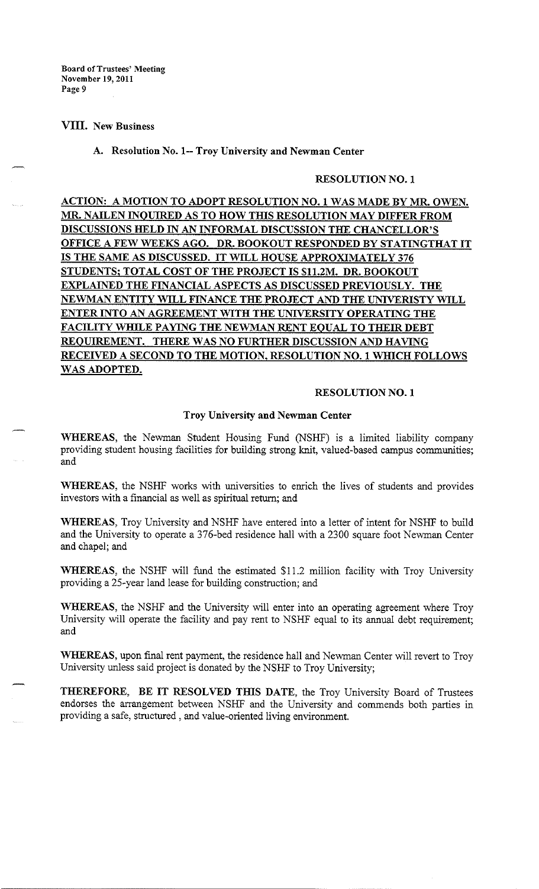## VIII. New Business

### A. Resolution No. 1-- Troy University and Newman Center

**RESOLUTION NO. 1**

**ACTION: A MOTION TO ADOPT RESOLUTION NO. 1 WAS MADE BY MR. OWEN. MR. NAILEN INQUIRED AS TO HOW THIS RESOLUTION MAY DIFFER FROM DISCUSSIONS HELD IN AN INFORMAL DISCUSSION THE CHANCELLOR'S OFFICE A FEW WEEKS AGO. DR. BOOKOUT RESPONDED BY STATINGTHAT IT IS THE SAME AS DISCUSSED. IT WILL HOUSE APPROXIMATELY 376 STUDENTS; TOTAL COST OF THE PROJECT IS $11.2M. DR. BOOKOUT EXPLAINED THE FINANCIAL ASPECTS AS DISCUSSED PREVIOUSLY. THE NEWMAN ENTITY WILL FINANCE THE PROJECT AND THE UNIVERISTY WILL ENTER INTO AN AGREEMENT WITH THE UNIVERSITY OPERATING THE FACILITY WHILE PAYING THE NEWMAN RENT EQUAL TO THEIR DEBT REQUIREMENT. THERE WAS NO FURTHER DISCUSSION AND HAVING RECEIVED A SECOND TO THE MOTION, RESOLUTION NO. 1 WHICH FOLLOWS WAS ADOPTED.**

**RESOLUTION NO. 1**

**Troy University and Newman Center**

**WHEREAS**, the Newman Student Housing Fund (NSHF) is a limited liability company providing student housing facilities for building strong knit, valued-based campus communities; and

**WHEREAS**, the NSHF works with universities to enrich the lives of students and provides investors with a financial as well as spiritual return; and

**WHEREAS**, Troy University and NSHF have entered into a letter of intent for NSHF to build and the University to operate a 376-bed residence hall with a 2300 square foot Newman Center and chapel; and

**WHEREAS**, the NSHF will fund the estimated $11.2 million facility with Troy University providing a 25-year land lease for building construction; and

**WHEREAS**, the NSHF and the University will enter into an operating agreement where Troy University will operate the facility and pay rent to NSHF equal to its annual debt requirement; and

**WHEREAS**, upon final rent payment, the residence hall and Newman Center will revert to Troy University unless said project is donated by the NSHF to Troy University;

**THEREFORE, BE IT RESOLVED THIS DATE**, the Troy University Board of Trustees endorses the arrangement between NSHF and the University and commends both parties in providing a safe, structured , and value-oriented living environment.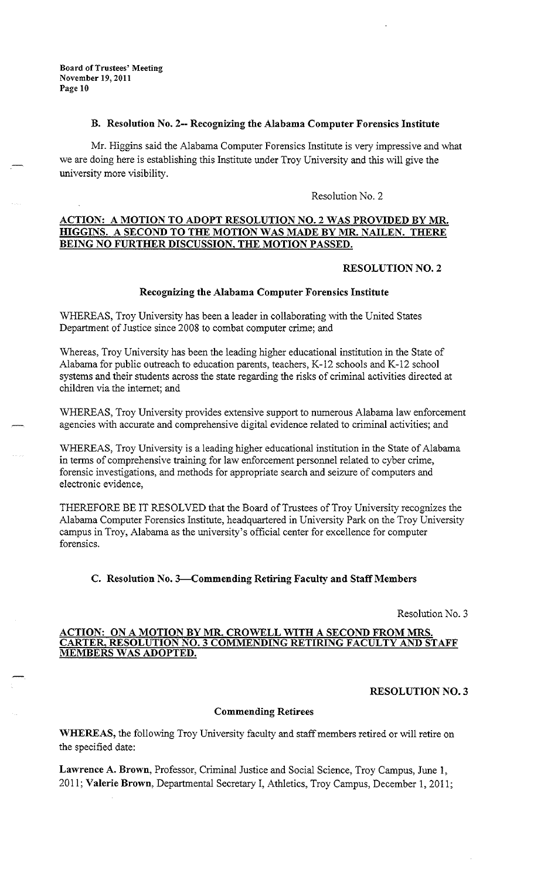### B. Resolution No. 2-- Recognizing the Alabama Computer Forensics Institute

Mr. Higgins said the Alabama Computer Forensics Institute is very impressive and what we are doing here is establishing this Institute under Troy University and this will give the university more visibility.

Resolution No. 2

**ACTION: A MOTION TO ADOPT RESOLUTION NO. 2 WAS PROVIDED BY MR. HIGGINS. A SECOND TO THE MOTION WAS MADE BY MR. NAILEN. THERE BEING NO FURTHER DISCUSSION, THE MOTION PASSED.**

**RESOLUTION NO. 2**

**Recognizing the Alabama Computer Forensics Institute**

WHEREAS, Troy University has been a leader in collaborating with the United States Department of Justice since 2008 to combat computer crime; and

Whereas, Troy University has been the leading higher educational institution in the State of Alabama for public outreach to education parents, teachers, K-12 schools and K-12 school systems and their students across the state regarding the risks of criminal activities directed at children via the internet; and

WHEREAS, Troy University provides extensive support to numerous Alabama law enforcement agencies with accurate and comprehensive digital evidence related to criminal activities; and

WHEREAS, Troy University is a leading higher educational institution in the State of Alabama in terms of comprehensive training for law enforcement personnel related to cyber crime, forensic investigations, and methods for appropriate search and seizure of computers and electronic evidence,

THEREFORE BE IT RESOLVED that the Board of Trustees of Troy University recognizes the Alabama Computer Forensics Institute, headquartered in University Park on the Troy University campus in Troy, Alabama as the university's official center for excellence for computer forensics.

### C. Resolution No. 3—Commending Retiring Faculty and Staff Members

Resolution No. 3

**ACTION: ON A MOTION BY MR. CROWELL WITH A SECOND FROM MRS. CARTER, RESOLUTION NO. 3 COMMENDING RETIRING FACULTY AND STAFF MEMBERS WAS ADOPTED.**

**RESOLUTION NO. 3**

**Commending Retirees**

**WHEREAS,** the following Troy University faculty and staff members retired or will retire on the specified date:

**Lawrence A. Brown**, Professor, Criminal Justice and Social Science, Troy Campus, June 1, 2011; **Valerie Brown**, Departmental Secretary I, Athletics, Troy Campus, December 1, 2011;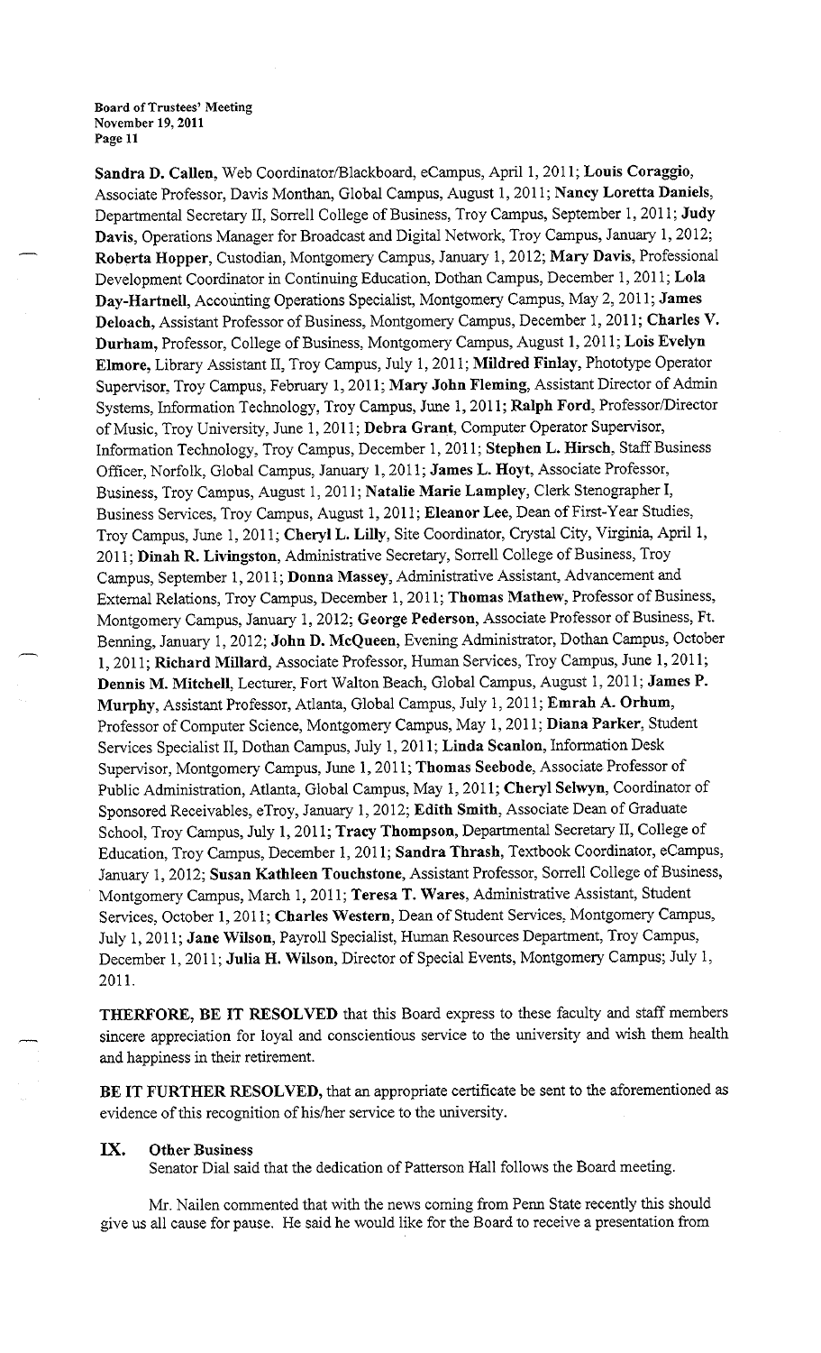**Sandra D. Callen**, Web Coordinator/Blackboard, eCampus, April 1, 2011; **Louis Coraggio**, Associate Professor, Davis Monthan, Global Campus, August 1, 2011; **Nancy Loretta Daniels**, Departmental Secretary II, Sorrell College of Business, Troy Campus, September 1, 2011; **Judy Davis**, Operations Manager for Broadcast and Digital Network, Troy Campus, January 1, 2012; **Roberta Hopper**, Custodian, Montgomery Campus, January 1, 2012; **Mary Davis**, Professional Development Coordinator in Continuing Education, Dothan Campus, December 1, 2011; **Lola Day-Hartnell**, Accounting Operations Specialist, Montgomery Campus, May 2, 2011; **James Deloach**, Assistant Professor of Business, Montgomery Campus, December 1, 2011; **Charles V. Durham**, Professor, College of Business, Montgomery Campus, August 1, 2011; **Lois Evelyn Elmore**, Library Assistant II, Troy Campus, July 1, 2011; **Mildred Finlay**, Phototype Operator Supervisor, Troy Campus, February 1, 2011; **Mary John Fleming**, Assistant Director of Admin Systems, Information Technology, Troy Campus, June 1, 2011; **Ralph Ford**, Professor/Director of Music, Troy University, June 1, 2011; **Debra Grant**, Computer Operator Supervisor, Information Technology, Troy Campus, December 1, 2011; **Stephen L. Hirsch**, Staff Business Officer, Norfolk, Global Campus, January 1, 2011; **James L. Hoyt**, Associate Professor, Business, Troy Campus, August 1, 2011; **Natalie Marie Lampley**, Clerk Stenographer I, Business Services, Troy Campus, August 1, 2011; **Eleanor Lee**, Dean of First-Year Studies, Troy Campus, June 1, 2011; **Cheryl L. Lilly**, Site Coordinator, Crystal City, Virginia, April 1, 2011; **Dinah R. Livingston**, Administrative Secretary, Sorrell College of Business, Troy Campus, September 1, 2011; **Donna Massey**, Administrative Assistant, Advancement and External Relations, Troy Campus, December 1, 2011; **Thomas Mathew**, Professor of Business, Montgomery Campus, January 1, 2012; **George Pederson**, Associate Professor of Business, Ft. Benning, January 1, 2012; **John D. McQueen**, Evening Administrator, Dothan Campus, October 1, 2011; **Richard Millard**, Associate Professor, Human Services, Troy Campus, June 1, 2011; **Dennis M. Mitchell**, Lecturer, Fort Walton Beach, Global Campus, August 1, 2011; **James P. Murphy**, Assistant Professor, Atlanta, Global Campus, July 1, 2011; **Emrah A. Orhum**, Professor of Computer Science, Montgomery Campus, May 1, 2011; **Diana Parker**, Student Services Specialist II, Dothan Campus, July 1, 2011; **Linda Scanlon**, Information Desk Supervisor, Montgomery Campus, June 1, 2011; **Thomas Seebode**, Associate Professor of Public Administration, Atlanta, Global Campus, May 1, 2011; **Cheryl Selwyn**, Coordinator of Sponsored Receivables, eTroy, January 1, 2012; **Edith Smith**, Associate Dean of Graduate School, Troy Campus, July 1, 2011; **Tracy Thompson**, Departmental Secretary II, College of Education, Troy Campus, December 1, 2011; **Sandra Thrash**, Textbook Coordinator, eCampus, January 1, 2012; **Susan Kathleen Touchstone**, Assistant Professor, Sorrell College of Business, Montgomery Campus, March 1, 2011; **Teresa T. Wares**, Administrative Assistant, Student Services, October 1, 2011; **Charles Western**, Dean of Student Services, Montgomery Campus, July 1, 2011; **Jane Wilson**, Payroll Specialist, Human Resources Department, Troy Campus, December 1, 2011; **Julia H. Wilson**, Director of Special Events, Montgomery Campus; July 1, 2011.

**THERFORE, BE IT RESOLVED** that this Board express to these faculty and staff members sincere appreciation for loyal and conscientious service to the university and wish them health and happiness in their retirement.

**BE IT FURTHER RESOLVED,** that an appropriate certificate be sent to the aforementioned as evidence of this recognition of his/her service to the university.

## IX. Other Business

Senator Dial said that the dedication of Patterson Hall follows the Board meeting.

Mr. Nailen commented that with the news coming from Penn State recently this should give us all cause for pause. He said he would like for the Board to receive a presentation from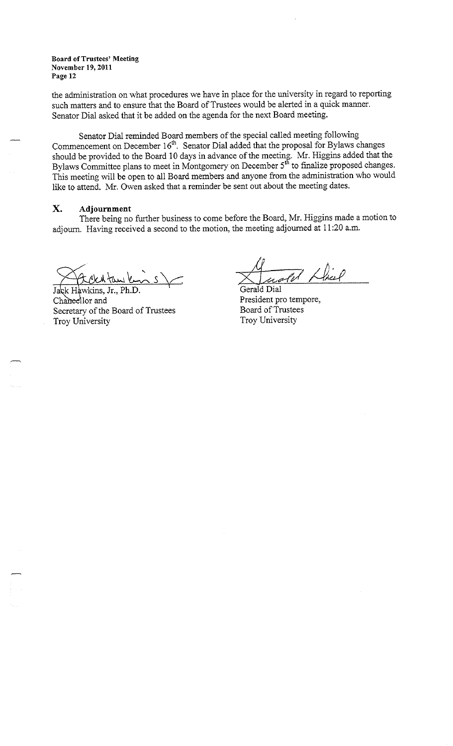the administration on what procedures we have in place for the university in regard to reporting such matters and to ensure that the Board of Trustees would be alerted in a quick manner. Senator Dial asked that it be added on the agenda for the next Board meeting.

Senator Dial reminded Board members of the special called meeting following Commencement on December 16th. Senator Dial added that the proposal for Bylaws changes should be provided to the Board 10 days in advance of the meeting. Mr. Higgins added that the Bylaws Committee plans to meet in Montgomery on December 5th to finalize proposed changes. This meeting will be open to all Board members and anyone from the administration who would like to attend. Mr. Owen asked that a reminder be sent out about the meeting dates.

## X. Adjournment

There being no further business to come before the Board, Mr. Higgins made a motion to adjourn. Having received a second to the motion, the meeting adjourned at 11:20 a.m.

Jack Hawkins, Jr., Ph.D.
Chancellor and
Secretary of the Board of Trustees
Troy University

Gerald Dial
President pro tempore,
Board of Trustees
Troy University